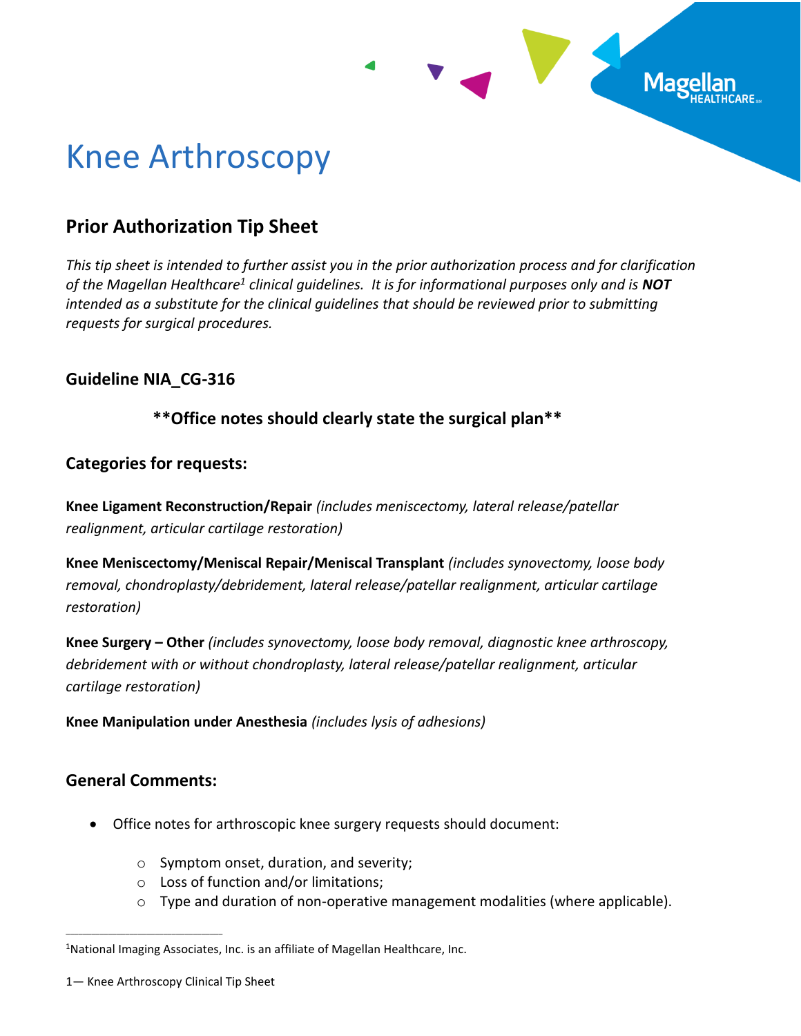# Knee Arthroscopy

## Prior Authorization Tip Sheet

*This tip sheet is intended to further assist you in the prior authorization process and for clarification of the Magellan Healthcare[1] clinical guidelines. It is for informational purposes only and is* ***NOT*** *intended as a substitute for the clinical guidelines that should be reviewed prior to submitting requests for surgical procedures.*

### Guideline NIA_CG-316

**\*\*Office notes should clearly state the surgical plan\*\***

### Categories for requests:

**Knee Ligament Reconstruction/Repair** *(includes meniscectomy, lateral release/patellar realignment, articular cartilage restoration)*

**Knee Meniscectomy/Meniscal Repair/Meniscal Transplant** *(includes synovectomy, loose body removal, chondroplasty/debridement, lateral release/patellar realignment, articular cartilage restoration)*

**Knee Surgery – Other** *(includes synovectomy, loose body removal, diagnostic knee arthroscopy, debridement with or without chondroplasty, lateral release/patellar realignment, articular cartilage restoration)*

**Knee Manipulation under Anesthesia** *(includes lysis of adhesions)*

### General Comments:

- Office notes for arthroscopic knee surgery requests should document:
  - Symptom onset, duration, and severity;
  - Loss of function and/or limitations;
  - Type and duration of non-operative management modalities (where applicable).

---

[1]National Imaging Associates, Inc. is an affiliate of Magellan Healthcare, Inc.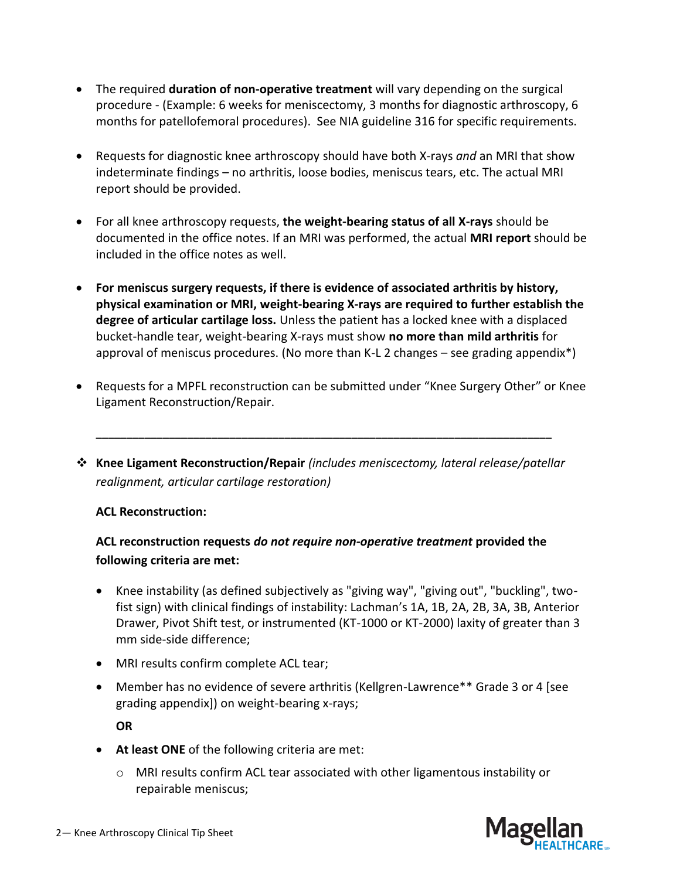- The required **duration of non-operative treatment** will vary depending on the surgical procedure - (Example: 6 weeks for meniscectomy, 3 months for diagnostic arthroscopy, 6 months for patellofemoral procedures). See NIA guideline 316 for specific requirements.

- Requests for diagnostic knee arthroscopy should have both X-rays *and* an MRI that show indeterminate findings – no arthritis, loose bodies, meniscus tears, etc. The actual MRI report should be provided.

- For all knee arthroscopy requests, **the weight-bearing status of all X-rays** should be documented in the office notes. If an MRI was performed, the actual **MRI report** should be included in the office notes as well.

- **For meniscus surgery requests, if there is evidence of associated arthritis by history, physical examination or MRI, weight-bearing X-rays are required to further establish the degree of articular cartilage loss.** Unless the patient has a locked knee with a displaced bucket-handle tear, weight-bearing X-rays must show **no more than mild arthritis** for approval of meniscus procedures. (No more than K-L 2 changes – see grading appendix*)

- Requests for a MPFL reconstruction can be submitted under "Knee Surgery Other" or Knee Ligament Reconstruction/Repair.

---

❖ **Knee Ligament Reconstruction/Repair** *(includes meniscectomy, lateral release/patellar realignment, articular cartilage restoration)*

**ACL Reconstruction:**

**ACL reconstruction requests *do not require non-operative treatment* provided the following criteria are met:**

- Knee instability (as defined subjectively as "giving way", "giving out", "buckling", two-fist sign) with clinical findings of instability: Lachman's 1A, 1B, 2A, 2B, 3A, 3B, Anterior Drawer, Pivot Shift test, or instrumented (KT-1000 or KT-2000) laxity of greater than 3 mm side-side difference;
- MRI results confirm complete ACL tear;
- Member has no evidence of severe arthritis (Kellgren-Lawrence** Grade 3 or 4 [see grading appendix]) on weight-bearing x-rays;

  **OR**

- **At least ONE** of the following criteria are met:
  - MRI results confirm ACL tear associated with other ligamentous instability or repairable meniscus;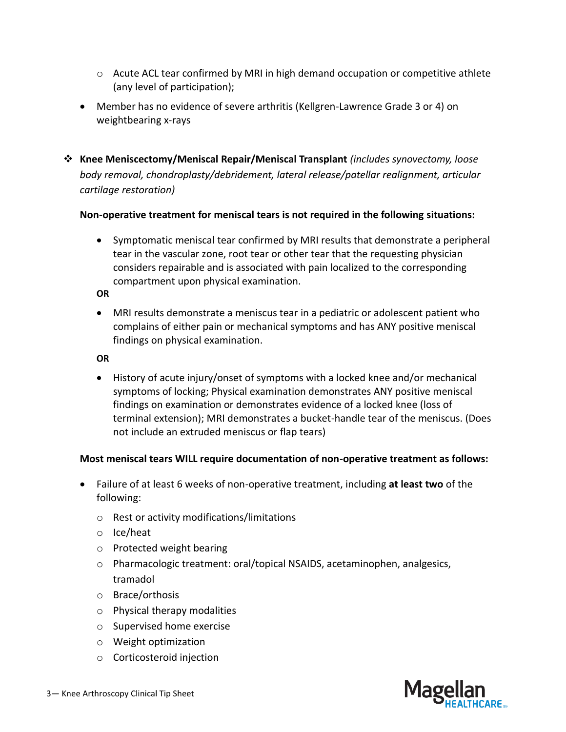- Acute ACL tear confirmed by MRI in high demand occupation or competitive athlete (any level of participation);
- Member has no evidence of severe arthritis (Kellgren-Lawrence Grade 3 or 4) on weightbearing x-rays

❖ **Knee Meniscectomy/Meniscal Repair/Meniscal Transplant** *(includes synovectomy, loose body removal, chondroplasty/debridement, lateral release/patellar realignment, articular cartilage restoration)*

**Non-operative treatment for meniscal tears is not required in the following situations:**

- Symptomatic meniscal tear confirmed by MRI results that demonstrate a peripheral tear in the vascular zone, root tear or other tear that the requesting physician considers repairable and is associated with pain localized to the corresponding compartment upon physical examination.

**OR**

- MRI results demonstrate a meniscus tear in a pediatric or adolescent patient who complains of either pain or mechanical symptoms and has ANY positive meniscal findings on physical examination.

**OR**

- History of acute injury/onset of symptoms with a locked knee and/or mechanical symptoms of locking; Physical examination demonstrates ANY positive meniscal findings on examination or demonstrates evidence of a locked knee (loss of terminal extension); MRI demonstrates a bucket-handle tear of the meniscus. (Does not include an extruded meniscus or flap tears)

**Most meniscal tears WILL require documentation of non-operative treatment as follows:**

- Failure of at least 6 weeks of non-operative treatment, including **at least two** of the following:
  - Rest or activity modifications/limitations
  - Ice/heat
  - Protected weight bearing
  - Pharmacologic treatment: oral/topical NSAIDS, acetaminophen, analgesics, tramadol
  - Brace/orthosis
  - Physical therapy modalities
  - Supervised home exercise
  - Weight optimization
  - Corticosteroid injection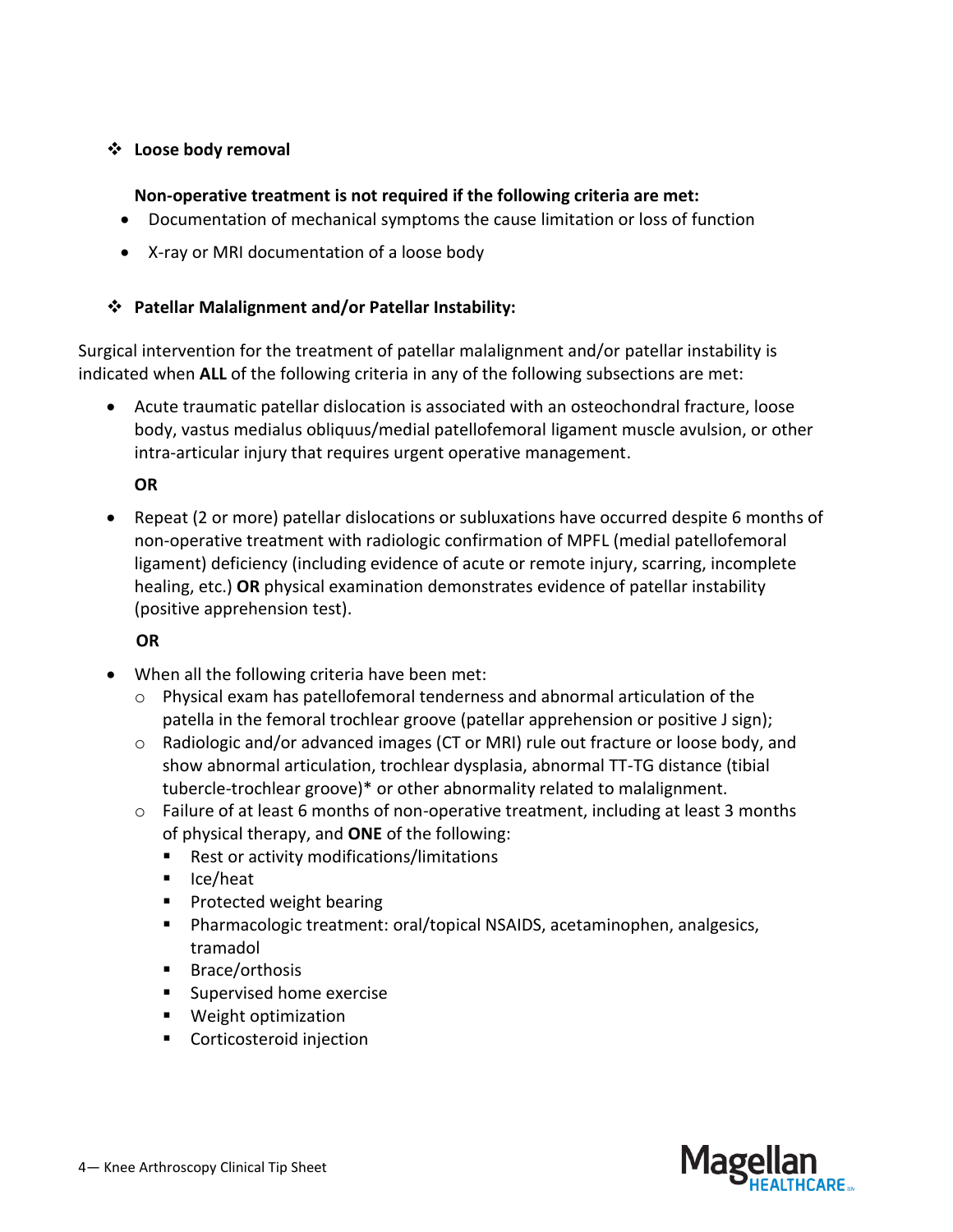- ❖ **Loose body removal**

  **Non-operative treatment is not required if the following criteria are met:**

  - Documentation of mechanical symptoms the cause limitation or loss of function
  - X-ray or MRI documentation of a loose body

- ❖ **Patellar Malalignment and/or Patellar Instability:**

Surgical intervention for the treatment of patellar malalignment and/or patellar instability is indicated when **ALL** of the following criteria in any of the following subsections are met:

- Acute traumatic patellar dislocation is associated with an osteochondral fracture, loose body, vastus medialus obliquus/medial patellofemoral ligament muscle avulsion, or other intra-articular injury that requires urgent operative management.

  **OR**

- Repeat (2 or more) patellar dislocations or subluxations have occurred despite 6 months of non-operative treatment with radiologic confirmation of MPFL (medial patellofemoral ligament) deficiency (including evidence of acute or remote injury, scarring, incomplete healing, etc.) **OR** physical examination demonstrates evidence of patellar instability (positive apprehension test).

  **OR**

- When all the following criteria have been met:
  - Physical exam has patellofemoral tenderness and abnormal articulation of the patella in the femoral trochlear groove (patellar apprehension or positive J sign);
  - Radiologic and/or advanced images (CT or MRI) rule out fracture or loose body, and show abnormal articulation, trochlear dysplasia, abnormal TT-TG distance (tibial tubercle-trochlear groove)* or other abnormality related to malalignment.
  - Failure of at least 6 months of non-operative treatment, including at least 3 months of physical therapy, and **ONE** of the following:
    - Rest or activity modifications/limitations
    - Ice/heat
    - Protected weight bearing
    - Pharmacologic treatment: oral/topical NSAIDS, acetaminophen, analgesics, tramadol
    - Brace/orthosis
    - Supervised home exercise
    - Weight optimization
    - Corticosteroid injection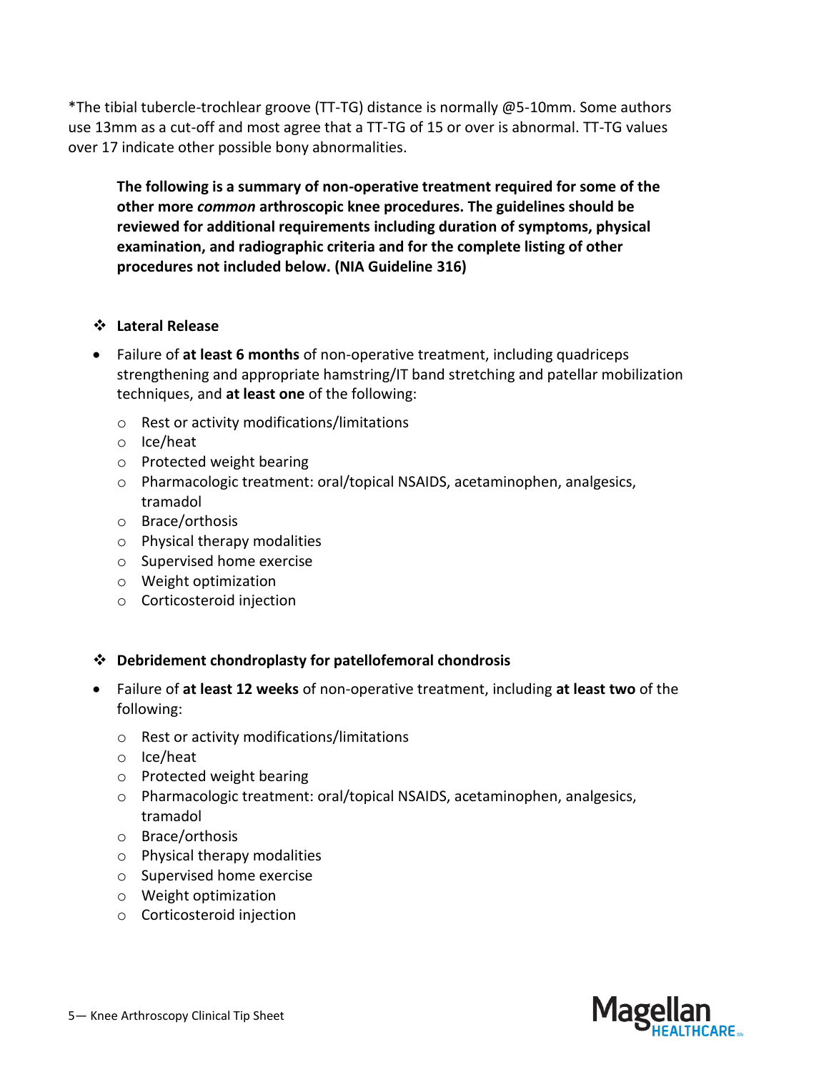*The tibial tubercle-trochlear groove (TT-TG) distance is normally @5-10mm. Some authors use 13mm as a cut-off and most agree that a TT-TG of 15 or over is abnormal. TT-TG values over 17 indicate other possible bony abnormalities.

**The following is a summary of non-operative treatment required for some of the other more *common* arthroscopic knee procedures. The guidelines should be reviewed for additional requirements including duration of symptoms, physical examination, and radiographic criteria and for the complete listing of other procedures not included below. (NIA Guideline 316)**

❖ **Lateral Release**

- Failure of **at least 6 months** of non-operative treatment, including quadriceps strengthening and appropriate hamstring/IT band stretching and patellar mobilization techniques, and **at least one** of the following:
  - Rest or activity modifications/limitations
  - Ice/heat
  - Protected weight bearing
  - Pharmacologic treatment: oral/topical NSAIDS, acetaminophen, analgesics, tramadol
  - Brace/orthosis
  - Physical therapy modalities
  - Supervised home exercise
  - Weight optimization
  - Corticosteroid injection

❖ **Debridement chondroplasty for patellofemoral chondrosis**

- Failure of **at least 12 weeks** of non-operative treatment, including **at least two** of the following:
  - Rest or activity modifications/limitations
  - Ice/heat
  - Protected weight bearing
  - Pharmacologic treatment: oral/topical NSAIDS, acetaminophen, analgesics, tramadol
  - Brace/orthosis
  - Physical therapy modalities
  - Supervised home exercise
  - Weight optimization
  - Corticosteroid injection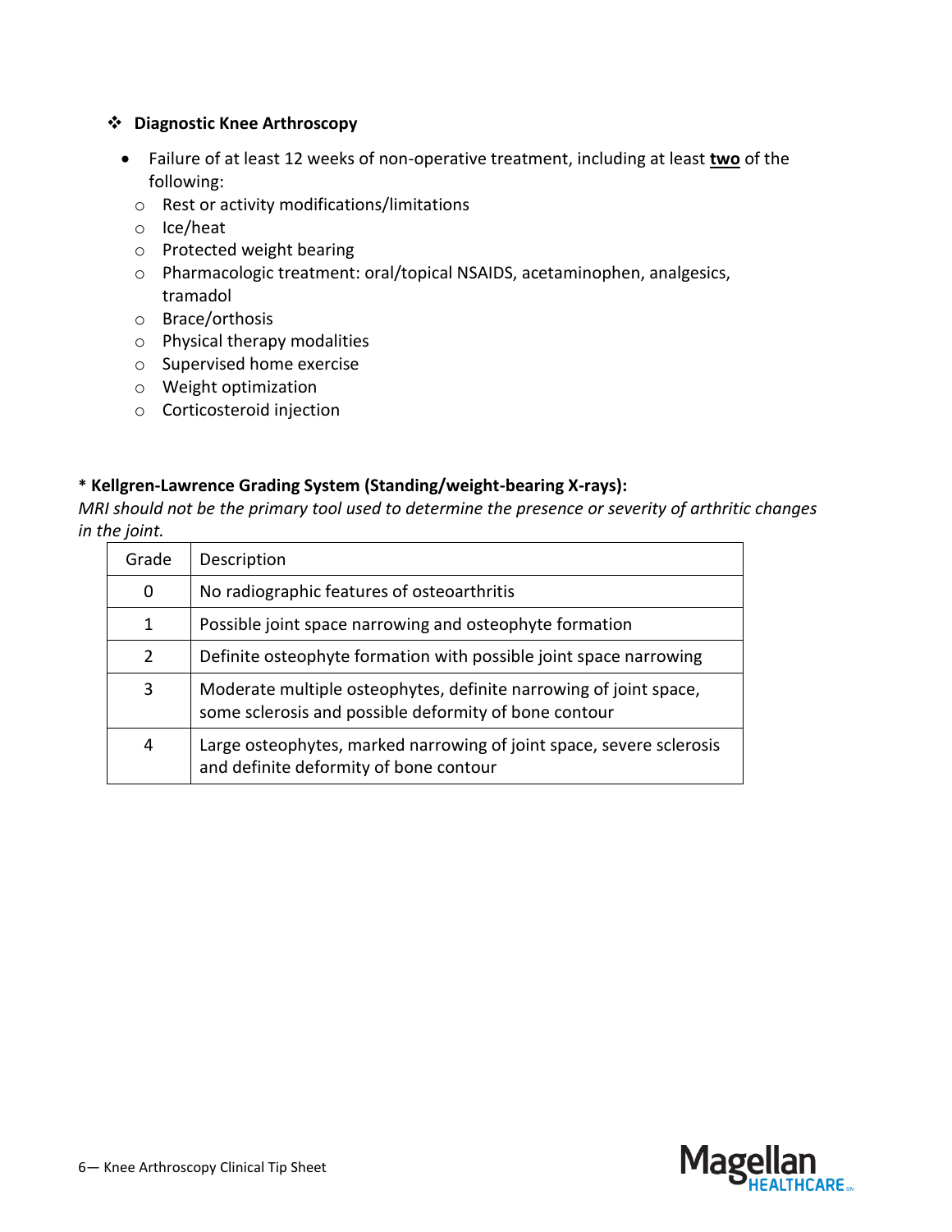- **Diagnostic Knee Arthroscopy**
  - Failure of at least 12 weeks of non-operative treatment, including at least **two** of the following:
    - Rest or activity modifications/limitations
    - Ice/heat
    - Protected weight bearing
    - Pharmacologic treatment: oral/topical NSAIDS, acetaminophen, analgesics, tramadol
    - Brace/orthosis
    - Physical therapy modalities
    - Supervised home exercise
    - Weight optimization
    - Corticosteroid injection

**\* Kellgren-Lawrence Grading System (Standing/weight-bearing X-rays):**

*MRI should not be the primary tool used to determine the presence or severity of arthritic changes in the joint.*

| Grade | Description |
| --- | --- |
| 0 | No radiographic features of osteoarthritis |
| 1 | Possible joint space narrowing and osteophyte formation |
| 2 | Definite osteophyte formation with possible joint space narrowing |
| 3 | Moderate multiple osteophytes, definite narrowing of joint space, some sclerosis and possible deformity of bone contour |
| 4 | Large osteophytes, marked narrowing of joint space, severe sclerosis and definite deformity of bone contour |